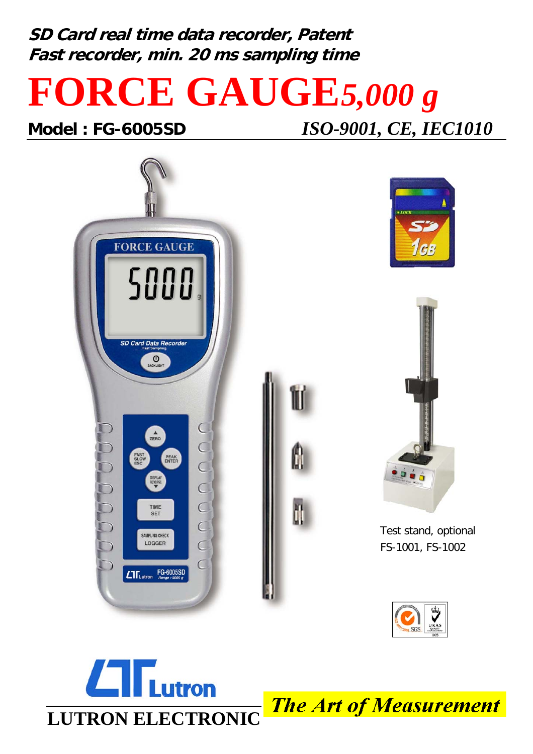**SD Card real time data recorder, Patent**
**Fast recorder, min. 20 ms sampling time**

# FORCE GAUGE *5,000 g*

**Model : FG-6005SD** *ISO-9001, CE, IEC1010*

Test stand, optional
FS-1001, FS-1002

**LUTRON ELECTRONIC**

***The Art of Measurement***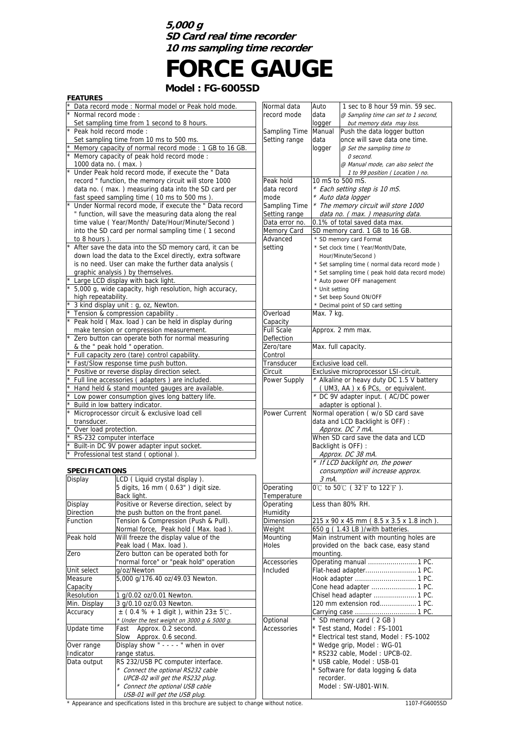**5,000 g**
**SD Card real time recorder**
**10 ms sampling time recorder**

# FORCE GAUGE

**Model : FG-6005SD**

## FEATURES

* Data record mode : Normal model or Peak hold mode.
* Normal record mode :
  Set sampling time from 1 second to 8 hours.
* Peak hold record mode :
  Set sampling time from 10 ms to 500 ms.
* Memory capacity of normal record mode : 1 GB to 16 GB.
* Memory capacity of peak hold record mode :
  1000 data no. ( max. )
* Under Peak hold record mode, if execute the " Data record " function, the memory circuit will store 1000 data no. ( max. ) measuring data into the SD card per fast speed sampling time ( 10 ms to 500 ms ).
* Under Normal record mode, if execute the " Data record " function, will save the measuring data along the real time value ( Year/Month/ Date/Hour/Minute/Second ) into the SD card per normal sampling time ( 1 second to 8 hours ).
* After save the data into the SD memory card, it can be down load the data to the Excel directly, extra software is no need. User can make the further data analysis ( graphic analysis ) by themselves.
* Large LCD display with back light.
* 5,000 g, wide capacity, high resolution, high accuracy, high repeatability.
* 3 kind display unit : g, oz, Newton.
* Tension & compression capability .
* Peak hold ( Max. load ) can be held in display during make tension or compression measurement.
* Zero button can operate both for normal measuring & the " peak hold " operation.
* Full capacity zero (tare) control capability.
* Fast/Slow response time push button.
* Positive or reverse display direction select.
* Full line accessories ( adapters ) are included.
* Hand held & stand mounted gauges are available.
* Low power consumption gives long battery life.
* Build in low battery indicator.
* Microprocessor circuit & exclusive load cell transducer.
* Over load protection.
* RS-232 computer interface
* Built-in DC 9V power adapter input socket.
* Professional test stand ( optional ).

## SPECIFICATIONS

| | |
|---|---|
| Display | LCD ( Liquid crystal display ).<br>5 digits, 16 mm ( 0.63" ) digit size.<br>Back light. |
| Display Direction | Positive or Reverse direction, select by the push button on the front panel. |
| Function | Tension & Compression (Push & Pull).<br>Normal force, Peak hold ( Max. load ). |
| Peak hold | Will freeze the display value of the Peak load ( Max. load ). |
| Zero | Zero button can be operated both for "normal force" or "peak hold" operation |
| Unit select | g/oz/Newton |
| Measure Capacity | 5,000 g/176.40 oz/49.03 Newton. |
| Resolution | 1 g/0.02 oz/0.01 Newton. |
| Min. Display | 3 g/0.10 oz/0.03 Newton. |
| Accuracy | ± ( 0.4 % + 1 digit ), within 23± 5℃.<br>*\* Under the test weight on 3000 g & 5000 g.* |
| Update time | Fast Approx. 0.2 second.<br>Slow Approx. 0.6 second. |
| Over range Indicator | Display show " - - - - - " when in over range status. |
| Data output | RS 232/USB PC computer interface.<br>*\* Connect the optional RS232 cable UPCB-02 will get the RS232 plug.*<br>*\* Connect the optional USB cable USB-01 will get the USB plug.* |

| | | |
|---|---|---|
| Normal data record mode<br>Sampling Time Setting range | Auto data logger | 1 sec to 8 hour 59 min. 59 sec.<br>*@ Sampling time can set to 1 second, but memory data may loss.* |
| | Manual data logger | Push the data logger button once will save data one time.<br>*@ Set the sampling time to 0 second.*<br>*@ Manual mode, can also select the 1 to 99 position ( Location ) no.* |
| Peak hold data record mode<br>Sampling Time Setting range | 10 mS to 500 mS.<br>*\* Each setting step is 10 mS.*<br>*\* Auto data logger*<br>*\* The memory circuit will store 1000 data no. ( max. ) measuring data.* | |
| Data error no. | 0.1% of total saved data max. | |
| Memory Card | SD memory card. 1 GB to 16 GB. | |
| Advanced setting | \* SD memory card Format<br>\* Set clock time ( Year/Month/Date, Hour/Minute/Second )<br>\* Set sampling time ( normal data record mode )<br>\* Set sampling time ( peak hold data record mode)<br>\* Auto power OFF management<br>\* Unit setting<br>\* Set beep Sound ON/OFF<br>\* Decimal point of SD card setting | |
| Overload Capacity | Max. 7 kg. | |
| Full Scale Deflection | Approx. 2 mm max. | |
| Zero/tare Control | Max. full capacity. | |
| Transducer | Exclusive load cell. | |
| Circuit | Exclusive microprocessor LSI-circuit. | |
| Power Supply | \* Alkaline or heavy duty DC 1.5 V battery ( UM3, AA ) x 6 PCs, or equivalent.<br>\* DC 9V adapter input. ( AC/DC power adapter is optional ). | |
| Power Current | Normal operation ( w/o SD card save data and LCD Backlight is OFF) :<br>*Approx. DC 7 mA.*<br>When SD card save the data and LCD Backlight is OFF) :<br>*Approx. DC 38 mA.*<br>*\* If LCD backlight on, the power consumption will increase approx. 3 mA.* | |
| Operating Temperature | 0℃ to 50℃ ( 32℉ to 122℉ ). | |
| Operating Humidity | Less than 80% RH. | |
| Dimension | 215 x 90 x 45 mm ( 8.5 x 3.5 x 1.8 inch ). | |
| Weight | 650 g ( 1.43 LB )/with batteries. | |
| Mounting Holes | Main instrument with mounting holes are provided on the back case, easy stand mounting. | |
| Accessories Included | Operating manual ........................1 PC.<br>Flat-head adapter......................... 1 PC.<br>Hook adapter .............................. 1 PC.<br>Cone head adapter ...................... 1 PC.<br>Chisel head adapter ..................... 1 PC.<br>120 mm extension rod.................. 1 PC.<br>Carrying case .............................. 1 PC. | |
| Optional Accessories | \* SD memory card ( 2 GB )<br>\* Test stand, Model : FS-1001<br>\* Electrical test stand, Model : FS-1002<br>\* Wedge grip, Model : WG-01<br>\* RS232 cable, Model : UPCB-02.<br>\* USB cable, Model : USB-01<br>\* Software for data logging & data recorder. Model : SW-U801-WIN. | |

\* Appearance and specifications listed in this brochure are subject to change without notice.

1107-FG6005SD